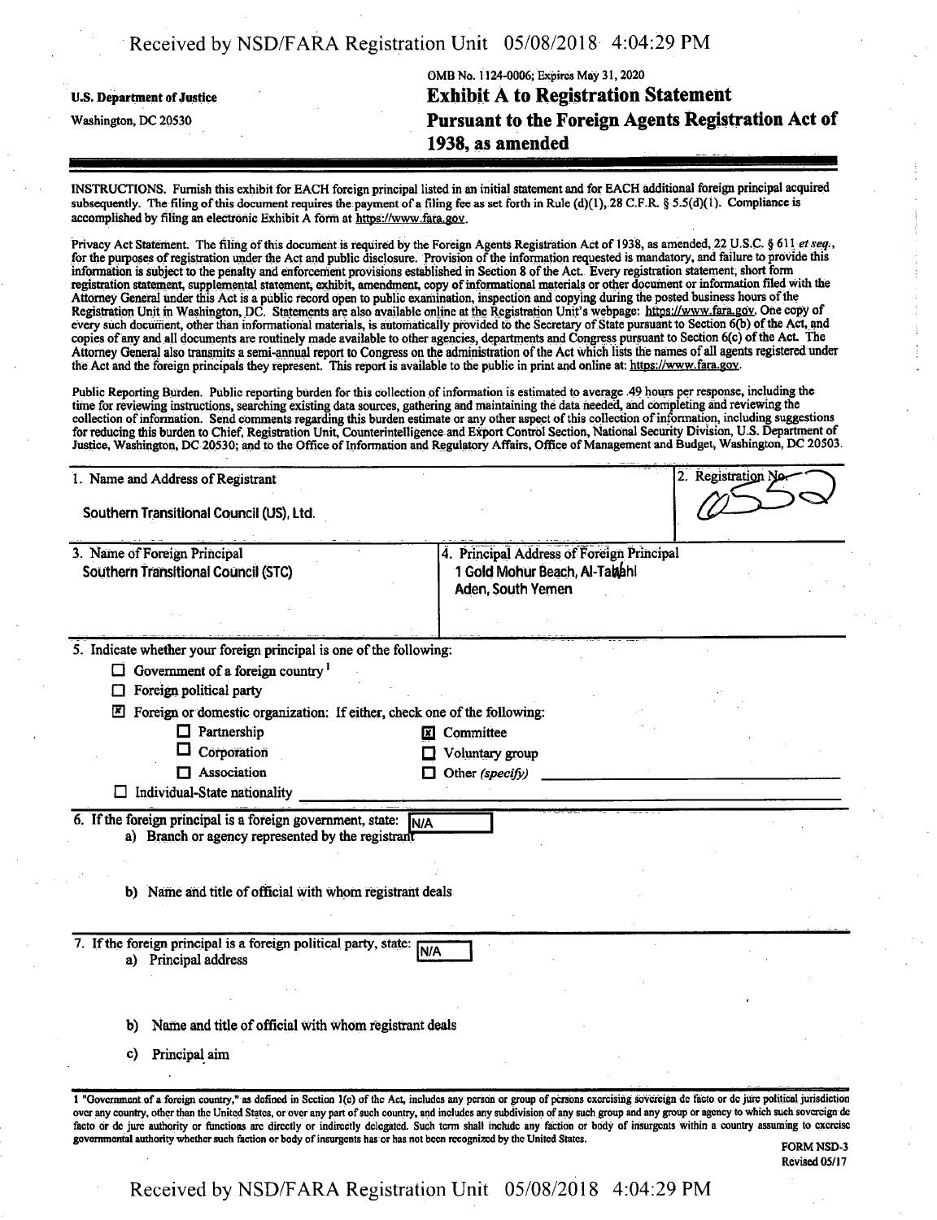U.S. Department of Justice
Washington, DC 20530

OMB No. 1124-0006; Expires May 31, 2020

# Exhibit A to Registration Statement Pursuant to the Foreign Agents Registration Act of 1938, as amended

INSTRUCTIONS. Furnish this exhibit for EACH foreign principal listed in an initial statement and for EACH additional foreign principal acquired subsequently. The filing of this document requires the payment of a filing fee as set forth in Rule (d)(1), 28 C.F.R. § 5.5(d)(1). Compliance is accomplished by filing an electronic Exhibit A form at https://www.fara.gov.

Privacy Act Statement. The filing of this document is required by the Foreign Agents Registration Act of 1938, as amended, 22 U.S.C. § 611 *et seq.*, for the purposes of registration under the Act and public disclosure. Provision of the information requested is mandatory, and failure to provide this information is subject to the penalty and enforcement provisions established in Section 8 of the Act. Every registration statement, short form registration statement, supplemental statement, exhibit, amendment, copy of informational materials or other document or information filed with the Attorney General under this Act is a public record open to public examination, inspection and copying during the posted business hours of the Registration Unit in Washington, DC. Statements are also available online at the Registration Unit's webpage: https://www.fara.gov. One copy of every such document, other than informational materials, is automatically provided to the Secretary of State pursuant to Section 6(b) of the Act, and copies of any and all documents are routinely made available to other agencies, departments and Congress pursuant to Section 6(c) of the Act. The Attorney General also transmits a semi-annual report to Congress on the administration of the Act which lists the names of all agents registered under the Act and the foreign principals they represent. This report is available to the public in print and online at: https://www.fara.gov.

Public Reporting Burden. Public reporting burden for this collection of information is estimated to average .49 hours per response, including the time for reviewing instructions, searching existing data sources, gathering and maintaining the data needed, and completing and reviewing the collection of information. Send comments regarding this burden estimate or any other aspect of this collection of information, including suggestions for reducing this burden to Chief, Registration Unit, Counterintelligence and Export Control Section, National Security Division, U.S. Department of Justice, Washington, DC 20530; and to the Office of Information and Regulatory Affairs, Office of Management and Budget, Washington, DC 20503.

| 1. Name and Address of Registrant | 2. Registration No. |
|---|---|
| Southern Transitional Council (US), Ltd. | 6552 |

| 3. Name of Foreign Principal | 4. Principal Address of Foreign Principal |
|---|---|
| Southern Transitional Council (STC) | 1 Gold Mohur Beach, Al-Tawahi<br>Aden, South Yemen |

5. Indicate whether your foreign principal is one of the following:

- ☐ Government of a foreign country [1]
- ☐ Foreign political party
- ☒ Foreign or domestic organization: If either, check one of the following:
  - ☐ Partnership
  - ☐ Corporation
  - ☐ Association
  - ☒ Committee
  - ☐ Voluntary group
  - ☐ Other *(specify)*
- ☐ Individual-State nationality

6. If the foreign principal is a foreign government, state: N/A
   a) Branch or agency represented by the registrant

   b) Name and title of official with whom registrant deals

7. If the foreign principal is a foreign political party, state: N/A
   a) Principal address

   b) Name and title of official with whom registrant deals

   c) Principal aim

1 "Government of a foreign country," as defined in Section 1(e) of the Act, includes any person or group of persons exercising sovereign de facto or de jure political jurisdiction over any country, other than the United States, or over any part of such country, and includes any subdivision of any such group and any group or agency to which such sovereign de facto or de jure authority or functions are directly or indirectly delegated. Such term shall include any faction or body of insurgents within a country assuming to exercise governmental authority whether such faction or body of insurgents has or has not been recognized by the United States.

FORM NSD-3
Revised 05/17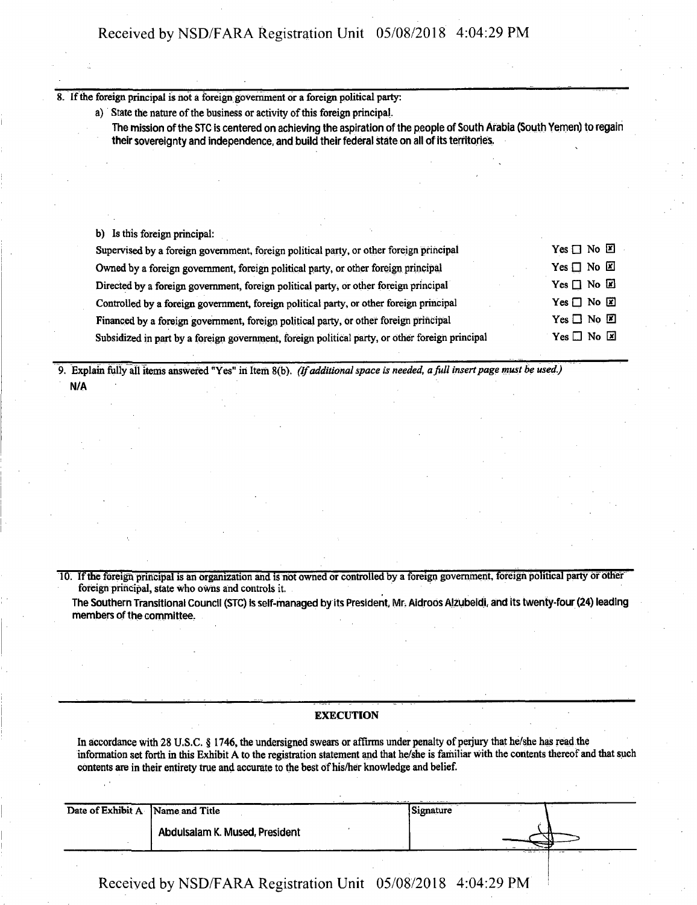8. If the foreign principal is not a foreign government or a foreign political party:

   a) State the nature of the business or activity of this foreign principal.

   **The mission of the STC is centered on achieving the aspiration of the people of South Arabia (South Yemen) to regain their sovereignty and independence, and build their federal state on all of its territories.**

   b) Is this foreign principal:

| | |
|---|---|
| Supervised by a foreign government, foreign political party, or other foreign principal | Yes ☐ No ☒ |
| Owned by a foreign government, foreign political party, or other foreign principal | Yes ☐ No ☒ |
| Directed by a foreign government, foreign political party, or other foreign principal | Yes ☐ No ☒ |
| Controlled by a foreign government, foreign political party, or other foreign principal | Yes ☐ No ☒ |
| Financed by a foreign government, foreign political party, or other foreign principal | Yes ☐ No ☒ |
| Subsidized in part by a foreign government, foreign political party, or other foreign principal | Yes ☐ No ☒ |

9. Explain fully all items answered "Yes" in Item 8(b). *(If additional space is needed, a full insert page must be used.)*

   **N/A**

10. If the foreign principal is an organization and is not owned or controlled by a foreign government, foreign political party or other foreign principal, state who owns and controls it.

   **The Southern Transitional Council (STC) is self-managed by its President, Mr. Aidroos Alzubeidi, and its twenty-four (24) leading members of the committee.**

## EXECUTION

In accordance with 28 U.S.C. § 1746, the undersigned swears or affirms under penalty of perjury that he/she has read the information set forth in this Exhibit A to the registration statement and that he/she is familiar with the contents thereof and that such contents are in their entirety true and accurate to the best of his/her knowledge and belief.

| Date of Exhibit A | Name and Title | Signature |
|---|---|---|
| | **Abdulsalam K. Mused, President** | [signature] |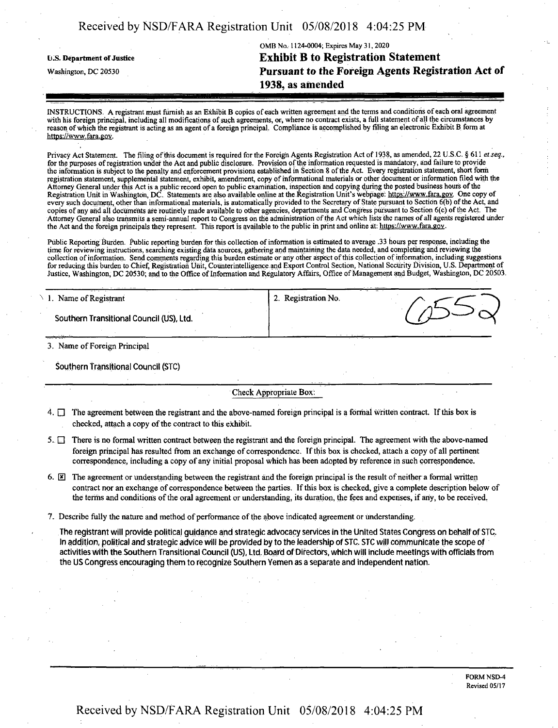OMB No. 1124-0004; Expires May 31, 2020

**U.S. Department of Justice**

Washington, DC 20530

# Exhibit B to Registration Statement Pursuant to the Foreign Agents Registration Act of 1938, as amended

INSTRUCTIONS. A registrant must furnish as an Exhibit B copies of each written agreement and the terms and conditions of each oral agreement with his foreign principal, including all modifications of such agreements, or, where no contract exists, a full statement of all the circumstances by reason of which the registrant is acting as an agent of a foreign principal. Compliance is accomplished by filing an electronic Exhibit B form at https://www.fara.gov.

Privacy Act Statement. The filing of this document is required for the Foreign Agents Registration Act of 1938, as amended, 22 U.S.C. § 611 *et seq.*, for the purposes of registration under the Act and public disclosure. Provision of the information requested is mandatory, and failure to provide the information is subject to the penalty and enforcement provisions established in Section 8 of the Act. Every registration statement, short form registration statement, supplemental statement, exhibit, amendment, copy of informational materials or other document or information filed with the Attorney General under this Act is a public record open to public examination, inspection and copying during the posted business hours of the Registration Unit in Washington, DC. Statements are also available online at the Registration Unit's webpage: https://www.fara.gov. One copy of every such document, other than informational materials, is automatically provided to the Secretary of State pursuant to Section 6(b) of the Act, and copies of any and all documents are routinely made available to other agencies, departments and Congress pursuant to Section 6(c) of the Act. The Attorney General also transmits a semi-annual report to Congress on the administration of the Act which lists the names of all agents registered under the Act and the foreign principals they represent. This report is available to the public in print and online at: https://www.fara.gov.

Public Reporting Burden. Public reporting burden for this collection of information is estimated to average .33 hours per response, including the time for reviewing instructions, searching existing data sources, gathering and maintaining the data needed, and completing and reviewing the collection of information. Send comments regarding this burden estimate or any other aspect of this collection of information, including suggestions for reducing this burden to Chief, Registration Unit, Counterintelligence and Export Control Section, National Security Division, U.S. Department of Justice, Washington, DC 20530; and to the Office of Information and Regulatory Affairs, Office of Management and Budget, Washington, DC 20503.

| 1. Name of Registrant | 2. Registration No. |
| --- | --- |
| Southern Transitional Council (US), Ltd. | 6552 |

3. Name of Foreign Principal

Southern Transitional Council (STC)

Check Appropriate Box:

4. ☐ The agreement between the registrant and the above-named foreign principal is a formal written contract. If this box is checked, attach a copy of the contract to this exhibit.

5. ☐ There is no formal written contract between the registrant and the foreign principal. The agreement with the above-named foreign principal has resulted from an exchange of correspondence. If this box is checked, attach a copy of all pertinent correspondence, including a copy of any initial proposal which has been adopted by reference in such correspondence.

6. ☒ The agreement or understanding between the registrant and the foreign principal is the result of neither a formal written contract nor an exchange of correspondence between the parties. If this box is checked, give a complete description below of the terms and conditions of the oral agreement or understanding, its duration, the fees and expenses, if any, to be received.

7. Describe fully the nature and method of performance of the above indicated agreement or understanding.

The registrant will provide political guidance and strategic advocacy services in the United States Congress on behalf of STC. In addition, political and strategic advice will be provided by to the leadership of STC. STC will communicate the scope of activities with the Southern Transitional Council (US), Ltd. Board of Directors, which will include meetings with officials from the US Congress encouraging them to recognize Southern Yemen as a separate and independent nation.

FORM NSD-4
Revised 05/17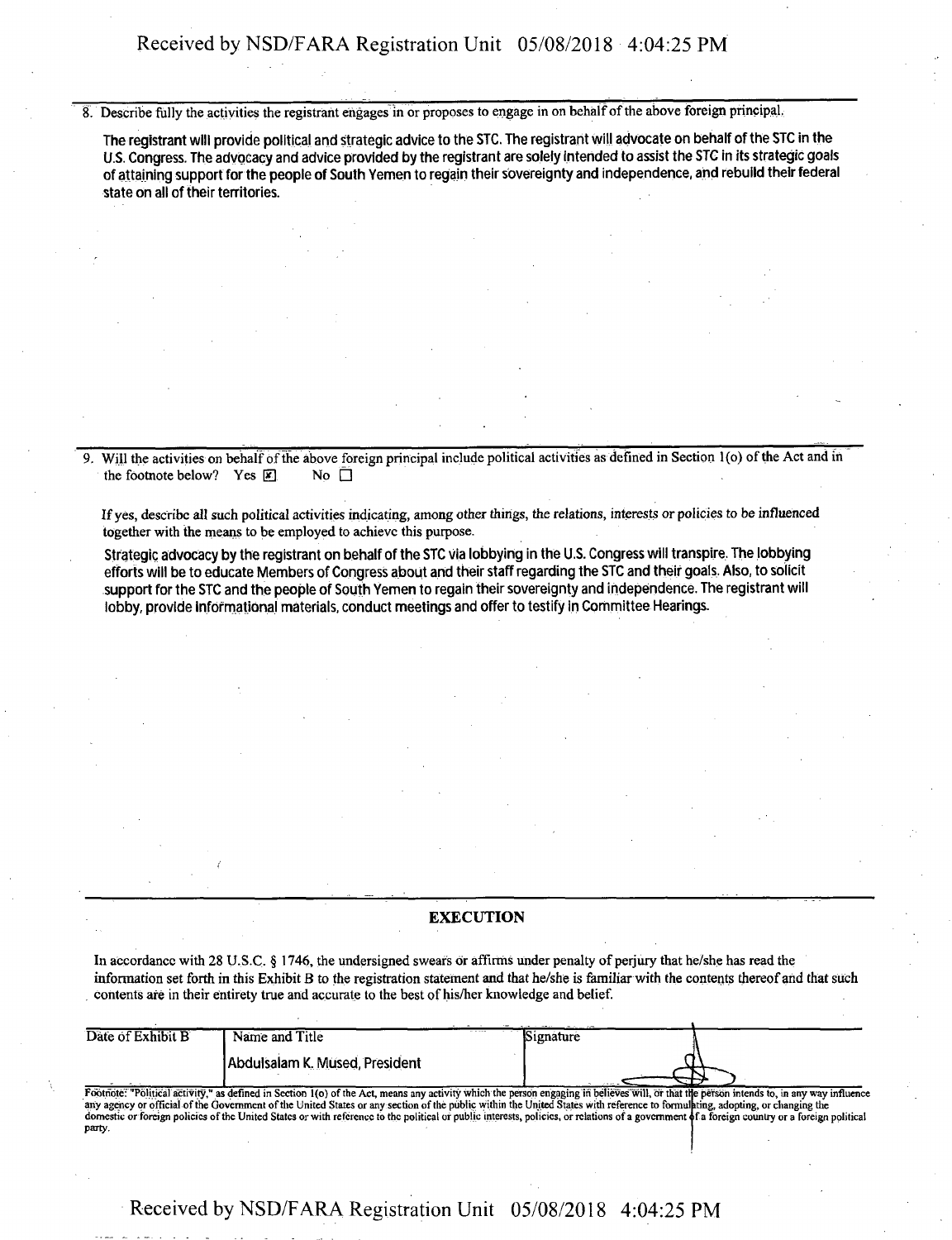8. Describe fully the activities the registrant engages in or proposes to engage in on behalf of the above foreign principal.

**The registrant will provide political and strategic advice to the STC. The registrant will advocate on behalf of the STC in the U.S. Congress. The advocacy and advice provided by the registrant are solely intended to assist the STC in its strategic goals of attaining support for the people of South Yemen to regain their sovereignty and independence, and rebuild their federal state on all of their territories.**

9. Will the activities on behalf of the above foreign principal include political activities as defined in Section 1(o) of the Act and in the footnote below? Yes ☒ No ☐

*If yes, describe all such political activities indicating, among other things, the relations, interests or policies to be influenced together with the means to be employed to achieve this purpose.*

**Strategic advocacy by the registrant on behalf of the STC via lobbying in the U.S. Congress will transpire. The lobbying efforts will be to educate Members of Congress about and their staff regarding the STC and their goals. Also, to solicit support for the STC and the people of South Yemen to regain their sovereignty and independence. The registrant will lobby, provide informational materials, conduct meetings and offer to testify in Committee Hearings.**

## EXECUTION

In accordance with 28 U.S.C. § 1746, the undersigned swears or affirms under penalty of perjury that he/she has read the information set forth in this Exhibit B to the registration statement and that he/she is familiar with the contents thereof and that such contents are in their entirety true and accurate to the best of his/her knowledge and belief.

| Date of Exhibit B | Name and Title | Signature |
|---|---|---|
| | Abdulsalam K. Mused, President | |

Footnote: "Political activity," as defined in Section 1(o) of the Act, means any activity which the person engaging in believes will, or that the person intends to, in any way influence any agency or official of the Government of the United States or any section of the public within the United States with reference to formulating, adopting, or changing the domestic or foreign policies of the United States or with reference to the political or public interests, policies, or relations of a government of a foreign country or a foreign political party.